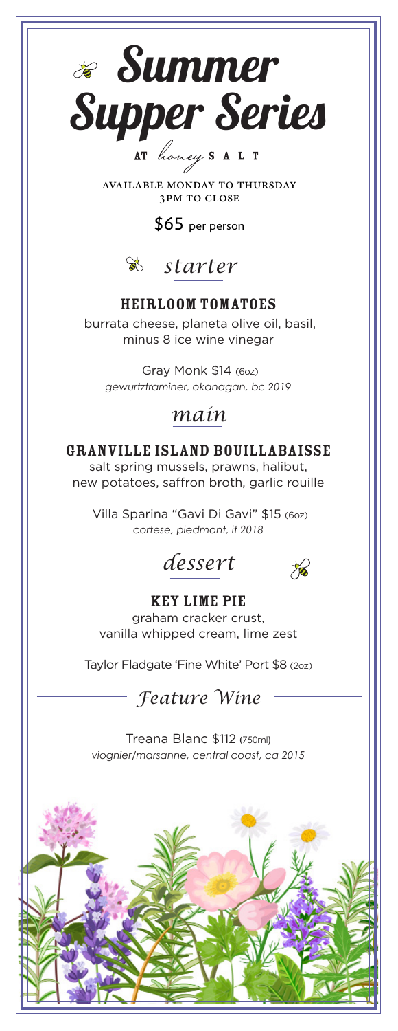# Summer Supper Series

AT *honey* SALT

AVAILABLE MONDAY TO THURSDAY
3PM TO CLOSE

$65 per person

## *starter*

### HEIRLOOM TOMATOES

burrata cheese, planeta olive oil, basil,
minus 8 ice wine vinegar

Gray Monk $14 (6oz)
*gewurztraminer, okanagan, bc 2019*

## *main*

### GRANVILLE ISLAND BOUILLABAISSE

salt spring mussels, prawns, halibut,
new potatoes, saffron broth, garlic rouille

Villa Sparina "Gavi Di Gavi" $15 (6oz)
*cortese, piedmont, it 2018*

## *dessert*

### KEY LIME PIE

graham cracker crust,
vanilla whipped cream, lime zest

Taylor Fladgate 'Fine White' Port $8 (2oz)

## *Feature Wine*

Treana Blanc $112 (750ml)
*viognier/marsanne, central coast, ca 2015*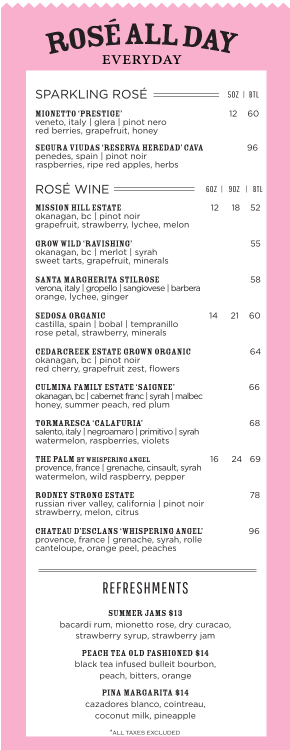# ROSÉ ALL DAY

## EVERYDAY

## SPARKLING ROSÉ

| | 5OZ | BTL |
|---|---|---|
| **MIONETTO 'PRESTIGE'**<br>veneto, italy \| glera \| pinot nero<br>red berries, grapefruit, honey | 12 | 60 |
| **SEGURA VIUDAS 'RESERVA HEREDAD' CAVA**<br>penedes, spain \| pinot noir<br>raspberries, ripe red apples, herbs | | 96 |

## ROSÉ WINE

| | 6OZ | 9OZ | BTL |
|---|---|---|---|
| **MISSION HILL ESTATE**<br>okanagan, bc \| pinot noir<br>grapefruit, strawberry, lychee, melon | 12 | 18 | 52 |
| **GROW WILD 'RAVISHING'**<br>okanagan, bc \| merlot \| syrah<br>sweet tarts, grapefruit, minerals | | | 55 |
| **SANTA MARGHERITA STILROSE**<br>verona, italy \| gropello \| sangiovese \| barbera<br>orange, lychee, ginger | | | 58 |
| **SEDOSA ORGANIC**<br>castilla, spain \| bobal \| tempranillo<br>rose petal, strawberry, minerals | 14 | 21 | 60 |
| **CEDARCREEK ESTATE GROWN ORGANIC**<br>okanagan, bc \| pinot noir<br>red cherry, grapefruit zest, flowers | | | 64 |
| **CULMINA FAMILY ESTATE 'SAIGNEE'**<br>okanagan, bc \| cabernet franc \| syrah \| malbec<br>honey, summer peach, red plum | | | 66 |
| **TORMARESCA 'CALAFURIA'**<br>salento, italy \| negroamaro \| primitivo \| syrah<br>watermelon, raspberries, violets | | | 68 |
| **THE PALM BY WHISPERING ANGEL**<br>provence, france \| grenache, cinsault, syrah<br>watermelon, wild raspberry, pepper | 16 | 24 | 69 |
| **RODNEY STRONG ESTATE**<br>russian river valley, california \| pinot noir<br>strawberry, melon, citrus | | | 78 |
| **CHATEAU D'ESCLANS 'WHISPERING ANGEL'**<br>provence, france \| grenache, syrah, rolle<br>canteloupe, orange peel, peaches | | | 96 |

## REFRESHMENTS

**SUMMER JAMS $13**
bacardi rum, mionetto rose, dry curacao,
strawberry syrup, strawberry jam

**PEACH TEA OLD FASHIONED $14**
black tea infused bulleit bourbon,
peach, bitters, orange

**PINA MARGARITA $14**
cazadores blanco, cointreau,
coconut milk, pineapple

*ALL TAXES EXCLUDED